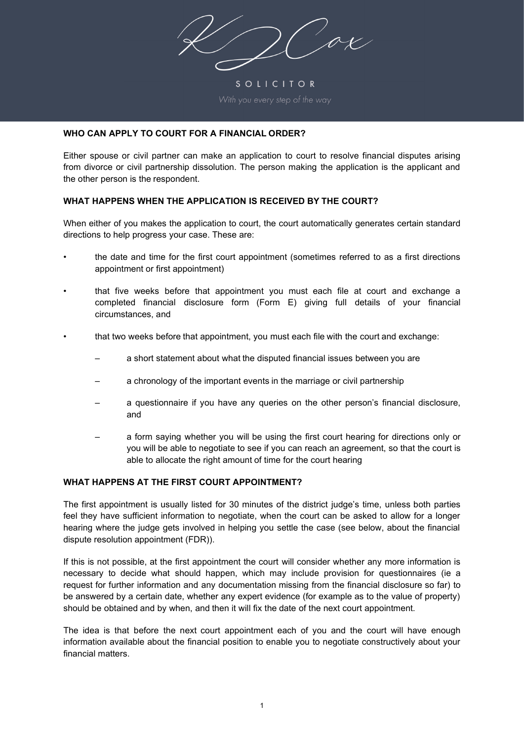KJ Cox

SOLICITOR

*With you every step of the way*

### WHO CAN APPLY TO COURT FOR A FINANCIAL ORDER?

Either spouse or civil partner can make an application to court to resolve financial disputes arising from divorce or civil partnership dissolution. The person making the application is the applicant and the other person is the respondent.

### WHAT HAPPENS WHEN THE APPLICATION IS RECEIVED BY THE COURT?

When either of you makes the application to court, the court automatically generates certain standard directions to help progress your case. These are:

- the date and time for the first court appointment (sometimes referred to as a first directions appointment or first appointment)
- that five weeks before that appointment you must each file at court and exchange a completed financial disclosure form (Form E) giving full details of your financial circumstances, and
- that two weeks before that appointment, you must each file with the court and exchange:
  - a short statement about what the disputed financial issues between you are
  - a chronology of the important events in the marriage or civil partnership
  - a questionnaire if you have any queries on the other person's financial disclosure, and
  - a form saying whether you will be using the first court hearing for directions only or you will be able to negotiate to see if you can reach an agreement, so that the court is able to allocate the right amount of time for the court hearing

### WHAT HAPPENS AT THE FIRST COURT APPOINTMENT?

The first appointment is usually listed for 30 minutes of the district judge's time, unless both parties feel they have sufficient information to negotiate, when the court can be asked to allow for a longer hearing where the judge gets involved in helping you settle the case (see below, about the financial dispute resolution appointment (FDR)).

If this is not possible, at the first appointment the court will consider whether any more information is necessary to decide what should happen, which may include provision for questionnaires (ie a request for further information and any documentation missing from the financial disclosure so far) to be answered by a certain date, whether any expert evidence (for example as to the value of property) should be obtained and by when, and then it will fix the date of the next court appointment.

The idea is that before the next court appointment each of you and the court will have enough information available about the financial position to enable you to negotiate constructively about your financial matters.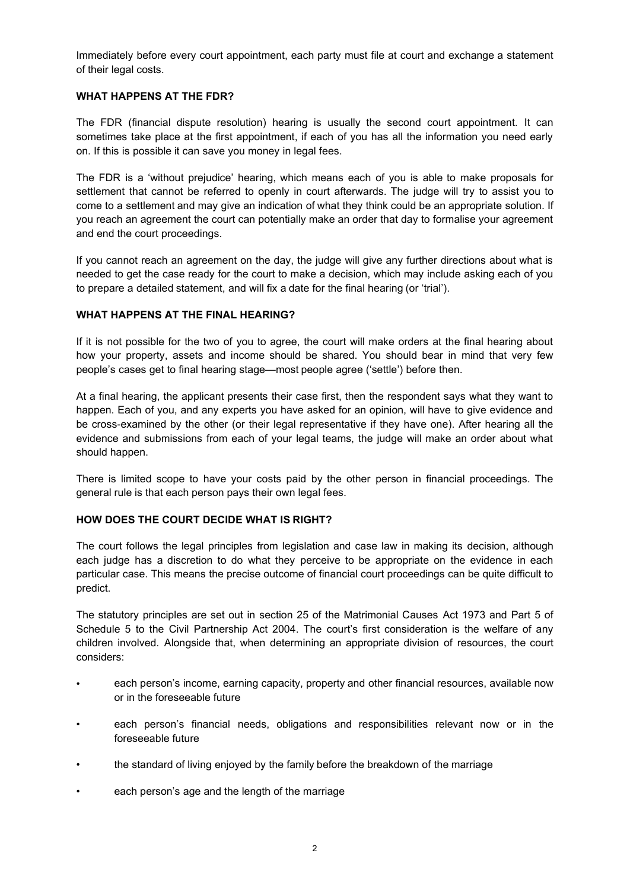Immediately before every court appointment, each party must file at court and exchange a statement of their legal costs.

## WHAT HAPPENS AT THE FDR?

The FDR (financial dispute resolution) hearing is usually the second court appointment. It can sometimes take place at the first appointment, if each of you has all the information you need early on. If this is possible it can save you money in legal fees.

The FDR is a 'without prejudice' hearing, which means each of you is able to make proposals for settlement that cannot be referred to openly in court afterwards. The judge will try to assist you to come to a settlement and may give an indication of what they think could be an appropriate solution. If you reach an agreement the court can potentially make an order that day to formalise your agreement and end the court proceedings.

If you cannot reach an agreement on the day, the judge will give any further directions about what is needed to get the case ready for the court to make a decision, which may include asking each of you to prepare a detailed statement, and will fix a date for the final hearing (or 'trial').

## WHAT HAPPENS AT THE FINAL HEARING?

If it is not possible for the two of you to agree, the court will make orders at the final hearing about how your property, assets and income should be shared. You should bear in mind that very few people's cases get to final hearing stage—most people agree ('settle') before then.

At a final hearing, the applicant presents their case first, then the respondent says what they want to happen. Each of you, and any experts you have asked for an opinion, will have to give evidence and be cross-examined by the other (or their legal representative if they have one). After hearing all the evidence and submissions from each of your legal teams, the judge will make an order about what should happen.

There is limited scope to have your costs paid by the other person in financial proceedings. The general rule is that each person pays their own legal fees.

## HOW DOES THE COURT DECIDE WHAT IS RIGHT?

The court follows the legal principles from legislation and case law in making its decision, although each judge has a discretion to do what they perceive to be appropriate on the evidence in each particular case. This means the precise outcome of financial court proceedings can be quite difficult to predict.

The statutory principles are set out in section 25 of the Matrimonial Causes Act 1973 and Part 5 of Schedule 5 to the Civil Partnership Act 2004. The court's first consideration is the welfare of any children involved. Alongside that, when determining an appropriate division of resources, the court considers:

- each person's income, earning capacity, property and other financial resources, available now or in the foreseeable future
- each person's financial needs, obligations and responsibilities relevant now or in the foreseeable future
- the standard of living enjoyed by the family before the breakdown of the marriage
- each person's age and the length of the marriage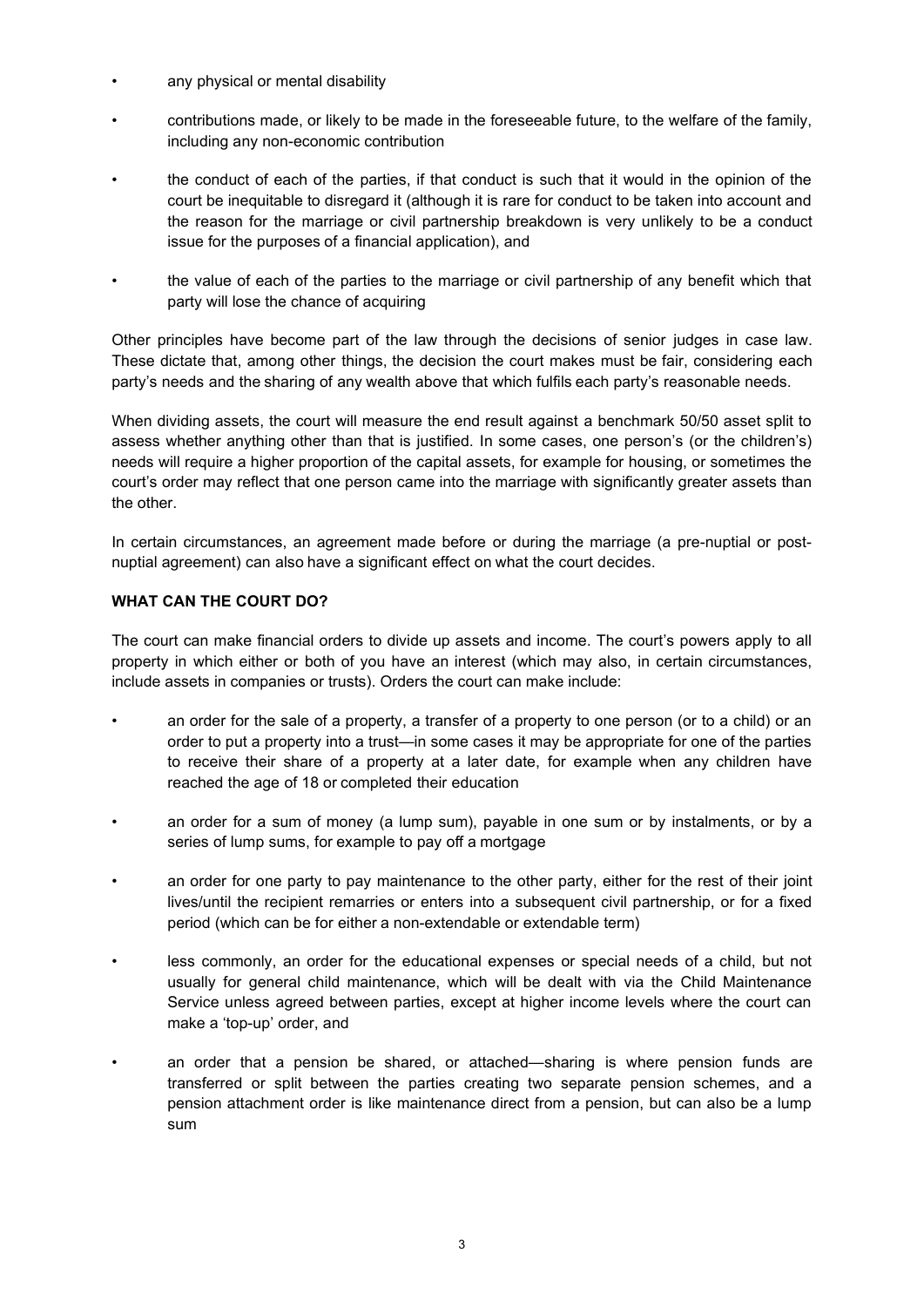- any physical or mental disability
- contributions made, or likely to be made in the foreseeable future, to the welfare of the family, including any non-economic contribution
- the conduct of each of the parties, if that conduct is such that it would in the opinion of the court be inequitable to disregard it (although it is rare for conduct to be taken into account and the reason for the marriage or civil partnership breakdown is very unlikely to be a conduct issue for the purposes of a financial application), and
- the value of each of the parties to the marriage or civil partnership of any benefit which that party will lose the chance of acquiring

Other principles have become part of the law through the decisions of senior judges in case law. These dictate that, among other things, the decision the court makes must be fair, considering each party's needs and the sharing of any wealth above that which fulfils each party's reasonable needs.

When dividing assets, the court will measure the end result against a benchmark 50/50 asset split to assess whether anything other than that is justified. In some cases, one person's (or the children's) needs will require a higher proportion of the capital assets, for example for housing, or sometimes the court's order may reflect that one person came into the marriage with significantly greater assets than the other.

In certain circumstances, an agreement made before or during the marriage (a pre-nuptial or post-nuptial agreement) can also have a significant effect on what the court decides.

**WHAT CAN THE COURT DO?**

The court can make financial orders to divide up assets and income. The court's powers apply to all property in which either or both of you have an interest (which may also, in certain circumstances, include assets in companies or trusts). Orders the court can make include:

- an order for the sale of a property, a transfer of a property to one person (or to a child) or an order to put a property into a trust—in some cases it may be appropriate for one of the parties to receive their share of a property at a later date, for example when any children have reached the age of 18 or completed their education
- an order for a sum of money (a lump sum), payable in one sum or by instalments, or by a series of lump sums, for example to pay off a mortgage
- an order for one party to pay maintenance to the other party, either for the rest of their joint lives/until the recipient remarries or enters into a subsequent civil partnership, or for a fixed period (which can be for either a non-extendable or extendable term)
- less commonly, an order for the educational expenses or special needs of a child, but not usually for general child maintenance, which will be dealt with via the Child Maintenance Service unless agreed between parties, except at higher income levels where the court can make a 'top-up' order, and
- an order that a pension be shared, or attached—sharing is where pension funds are transferred or split between the parties creating two separate pension schemes, and a pension attachment order is like maintenance direct from a pension, but can also be a lump sum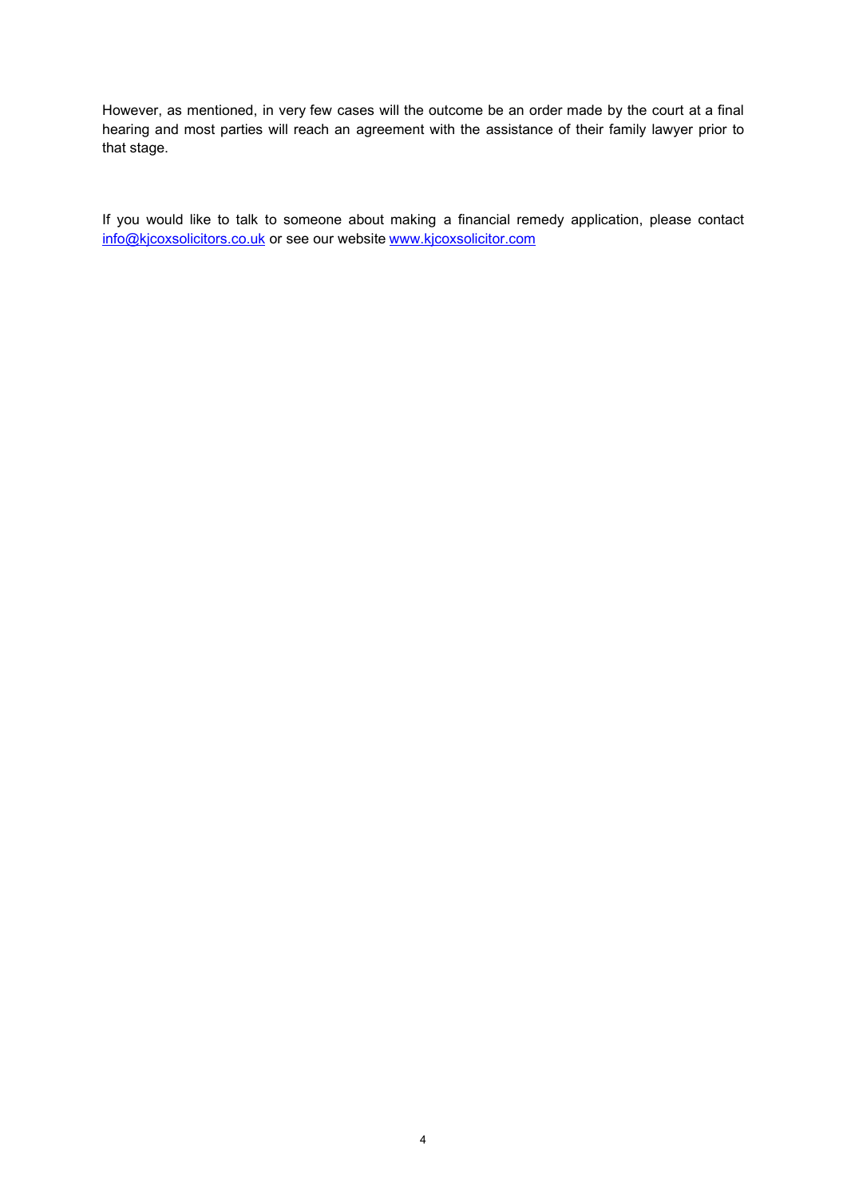However, as mentioned, in very few cases will the outcome be an order made by the court at a final hearing and most parties will reach an agreement with the assistance of their family lawyer prior to that stage.

If you would like to talk to someone about making a financial remedy application, please contact [info@kjcoxsolicitors.co.uk](mailto:info@kjcoxsolicitors.co.uk) or see our website [www.kjcoxsolicitor.com](http://www.kjcoxsolicitor.com)